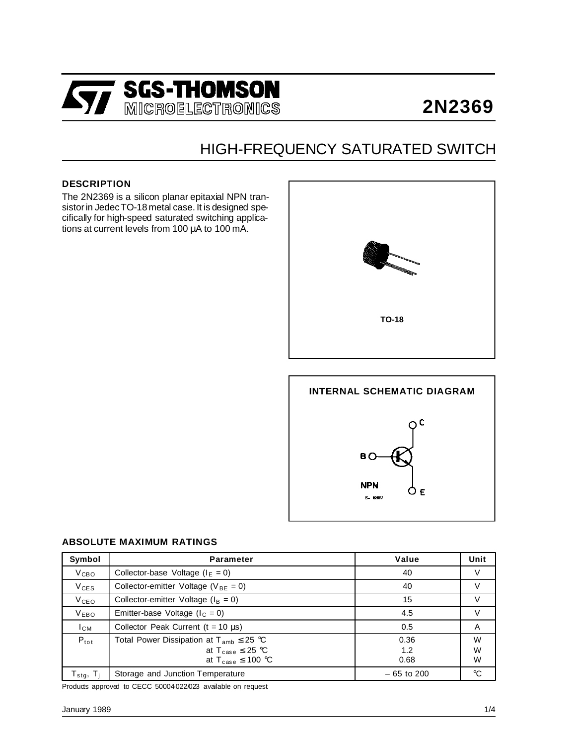# 2N2369

SGS-THOMSON MICROELECTRONICS

## HIGH-FREQUENCY SATURATED SWITCH

### DESCRIPTION

The 2N2369 is a silicon planar epitaxial NPN transistor in Jedec TO-18 metal case. It is designed specifically for high-speed saturated switching applications at current levels from 100 µA to 100 mA.

TO-18

### INTERNAL SCHEMATIC DIAGRAM

NPN

### ABSOLUTE MAXIMUM RATINGS

| Symbol | Parameter | Value | Unit |
|---|---|---|---|
| $V_{CBO}$ | Collector-base Voltage ($I_E = 0$) | 40 | V |
| $V_{CES}$ | Collector-emitter Voltage ($V_{BE} = 0$) | 40 | V |
| $V_{CEO}$ | Collector-emitter Voltage ($I_B = 0$) | 15 | V |
| $V_{EBO}$ | Emitter-base Voltage ($I_C = 0$) | 4.5 | V |
| $I_{CM}$ | Collector Peak Current (t = 10 µs) | 0.5 | A |
| $P_{tot}$ | Total Power Dissipation at $T_{amb} \leq 25$ °C<br>at $T_{case} \leq 25$ °C<br>at $T_{case} \leq 100$ °C | 0.36<br>1.2<br>0.68 | W<br>W<br>W |
| $T_{stg}$, $T_j$ | Storage and Junction Temperature | – 65 to 200 | °C |

Products approved to CECC 50004-022/023 available on request

January 1989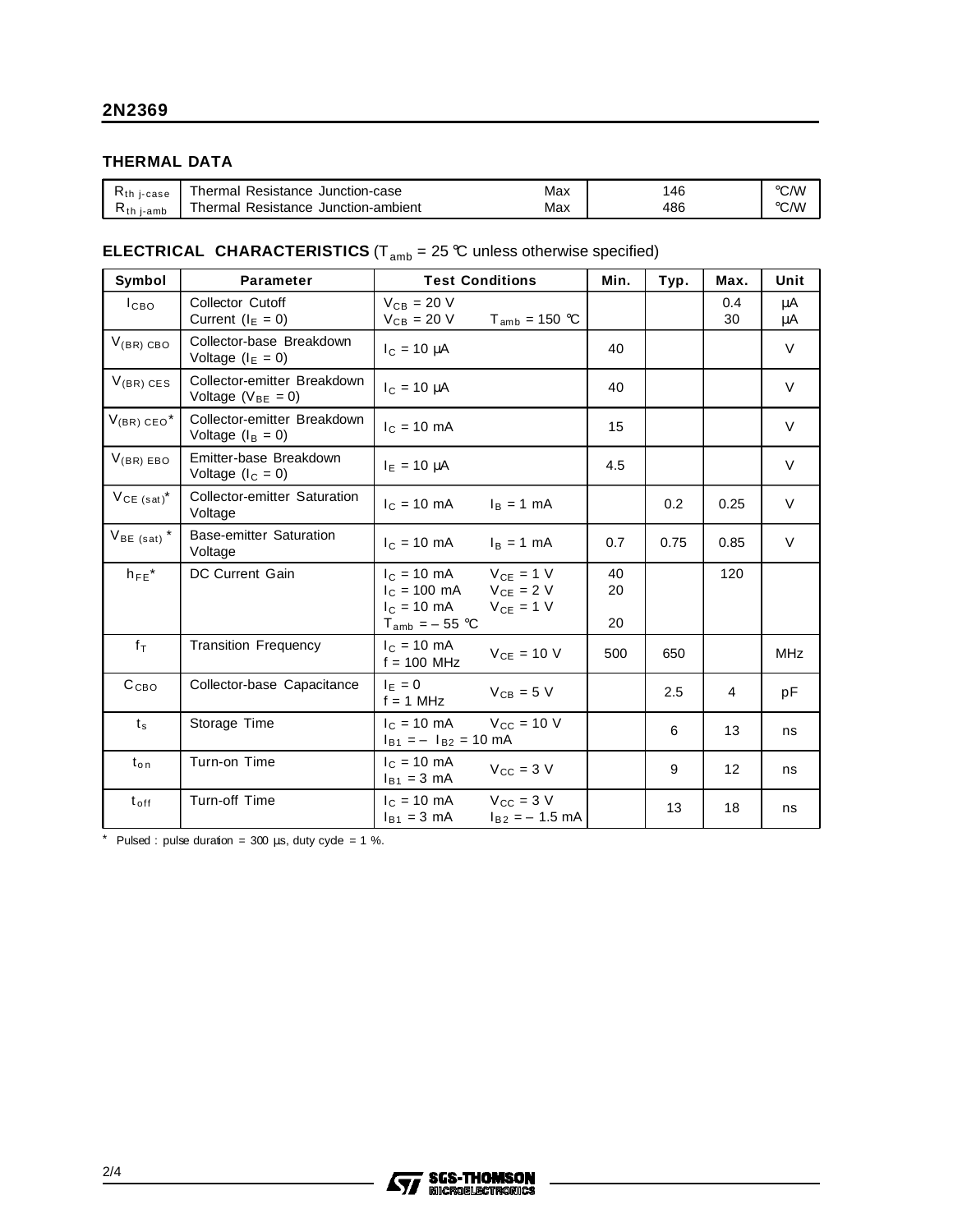## THERMAL DATA

| | | | | |
|---|---|---|---|---|
| $R_{th\ j\text{-}case}$ | Thermal Resistance Junction-case | Max | 146 | °C/W |
| $R_{th\ j\text{-}amb}$ | Thermal Resistance Junction-ambient | Max | 486 | °C/W |

## ELECTRICAL CHARACTERISTICS ($T_{amb}$ = 25 °C unless otherwise specified)

| Symbol | Parameter | Test Conditions | Min. | Typ. | Max. | Unit |
|---|---|---|---|---|---|---|
| $I_{CBO}$ | Collector Cutoff Current ($I_E$ = 0) | $V_{CB}$ = 20 V<br>$V_{CB}$ = 20 V $T_{amb}$ = 150 °C | | | 0.4<br>30 | μA<br>μA |
| $V_{(BR)CBO}$ | Collector-base Breakdown Voltage ($I_E$ = 0) | $I_C$ = 10 μA | 40 | | | V |
| $V_{(BR)CES}$ | Collector-emitter Breakdown Voltage ($V_{BE}$ = 0) | $I_C$ = 10 μA | 40 | | | V |
| $V_{(BR)CEO}$* | Collector-emitter Breakdown Voltage ($I_B$ = 0) | $I_C$ = 10 mA | 15 | | | V |
| $V_{(BR)EBO}$ | Emitter-base Breakdown Voltage ($I_C$ = 0) | $I_E$ = 10 μA | 4.5 | | | V |
| $V_{CE(sat)}$* | Collector-emitter Saturation Voltage | $I_C$ = 10 mA $I_B$ = 1 mA | | 0.2 | 0.25 | V |
| $V_{BE(sat)}$* | Base-emitter Saturation Voltage | $I_C$ = 10 mA $I_B$ = 1 mA | 0.7 | 0.75 | 0.85 | V |
| $h_{FE}$* | DC Current Gain | $I_C$ = 10 mA $V_{CE}$ = 1 V<br>$I_C$ = 100 mA $V_{CE}$ = 2 V<br>$I_C$ = 10 mA $V_{CE}$ = 1 V<br>$T_{amb}$ = – 55 °C | 40<br>20<br><br>20 | | 120 | |
| $f_T$ | Transition Frequency | $I_C$ = 10 mA $V_{CE}$ = 10 V<br>f = 100 MHz | 500 | 650 | | MHz |
| $C_{CBO}$ | Collector-base Capacitance | $I_E$ = 0 $V_{CB}$ = 5 V<br>f = 1 MHz | | 2.5 | 4 | pF |
| $t_s$ | Storage Time | $I_C$ = 10 mA $V_{CC}$ = 10 V<br>$I_{B1}$ = – $I_{B2}$ = 10 mA | | 6 | 13 | ns |
| $t_{on}$ | Turn-on Time | $I_C$ = 10 mA $V_{CC}$ = 3 V<br>$I_{B1}$ = 3 mA | | 9 | 12 | ns |
| $t_{off}$ | Turn-off Time | $I_C$ = 10 mA $V_{CC}$ = 3 V<br>$I_{B1}$ = 3 mA $I_{B2}$ = – 1.5 mA | | 13 | 18 | ns |

* Pulsed : pulse duration = 300 μs, duty cycle = 1 %.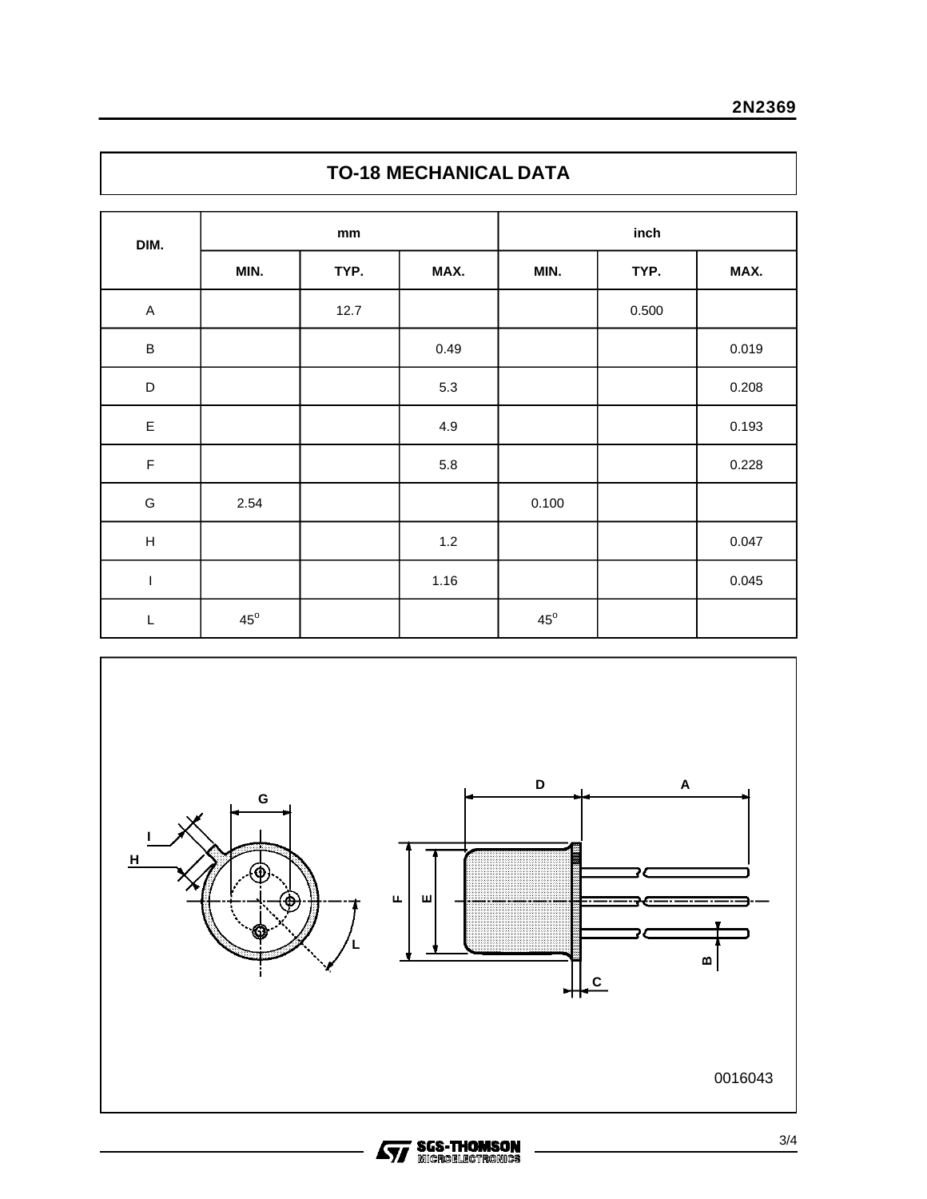## TO-18 MECHANICAL DATA

| DIM. | mm | | | inch | | |
|---|---|---|---|---|---|---|
| | MIN. | TYP. | MAX. | MIN. | TYP. | MAX. |
| A | | 12.7 | | | 0.500 | |
| B | | | 0.49 | | | 0.019 |
| D | | | 5.3 | | | 0.208 |
| E | | | 4.9 | | | 0.193 |
| F | | | 5.8 | | | 0.228 |
| G | 2.54 | | | 0.100 | | |
| H | | | 1.2 | | | 0.047 |
| I | | | 1.16 | | | 0.045 |
| L | 45° | | | 45° | | |

0016043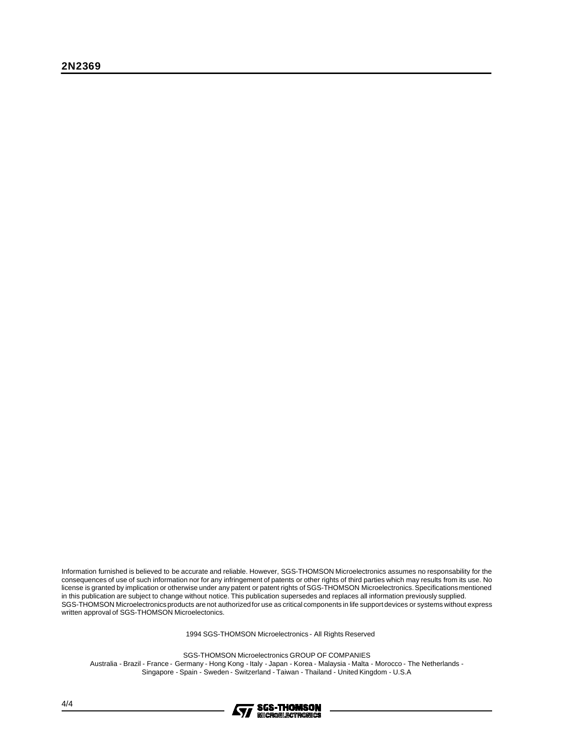Information furnished is believed to be accurate and reliable. However, SGS-THOMSON Microelectronics assumes no responsability for the consequences of use of such information nor for any infringement of patents or other rights of third parties which may results from its use. No license is granted by implication or otherwise under any patent or patent rights of SGS-THOMSON Microelectronics. Specifications mentioned in this publication are subject to change without notice. This publication supersedes and replaces all information previously supplied.
SGS-THOMSON Microelectronics products are not authorized for use as critical components in life support devices or systems without express written approval of SGS-THOMSON Microelectonics.

1994 SGS-THOMSON Microelectronics - All Rights Reserved

SGS-THOMSON Microelectronics GROUP OF COMPANIES

Australia - Brazil - France - Germany - Hong Kong - Italy - Japan - Korea - Malaysia - Malta - Morocco - The Netherlands - Singapore - Spain - Sweden - Switzerland - Taiwan - Thailand - United Kingdom - U.S.A